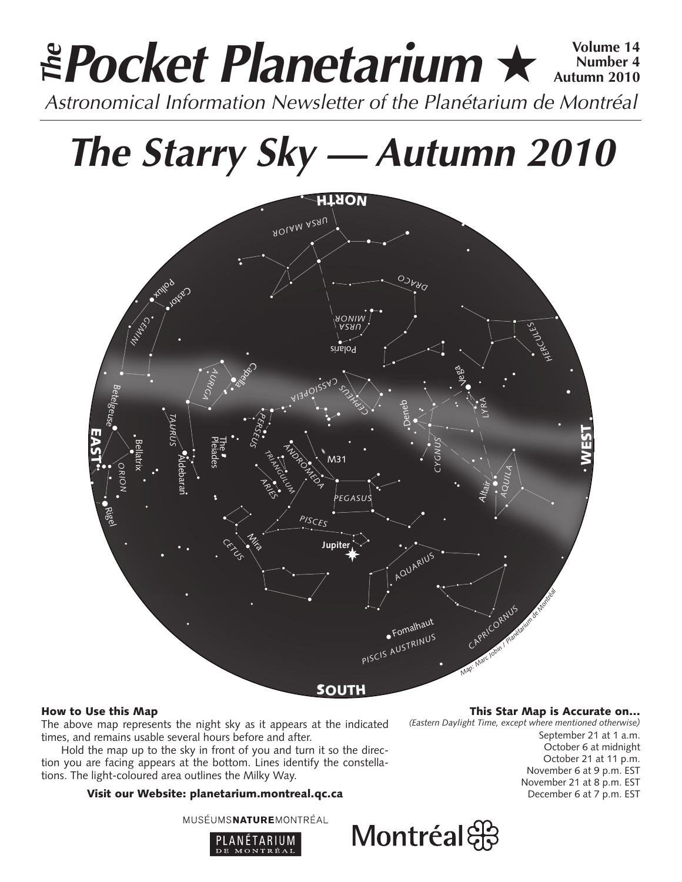# *The Pocket Planetarium* ★

**Volume 14**
**Number 4**
**Autumn 2010**

*Astronomical Information Newsletter of the Planétarium de Montréal*

# *The Starry Sky — Autumn 2010*

### How to Use this Map

The above map represents the night sky as it appears at the indicated times, and remains usable several hours before and after.

Hold the map up to the sky in front of you and turn it so the direction you are facing appears at the bottom. Lines identify the constellations. The light-coloured area outlines the Milky Way.

**Visit our Website: planetarium.montreal.qc.ca**

### This Star Map is Accurate on…

*(Eastern Daylight Time, except where mentioned otherwise)*

September 21 at 1 a.m.
October 6 at midnight
October 21 at 11 p.m.
November 6 at 9 p.m. EST
November 21 at 8 p.m. EST
December 6 at 7 p.m. EST

MUSÉUMSNATUREMONTRÉAL

PLANÉTARIUM DE MONTRÉAL

Montréal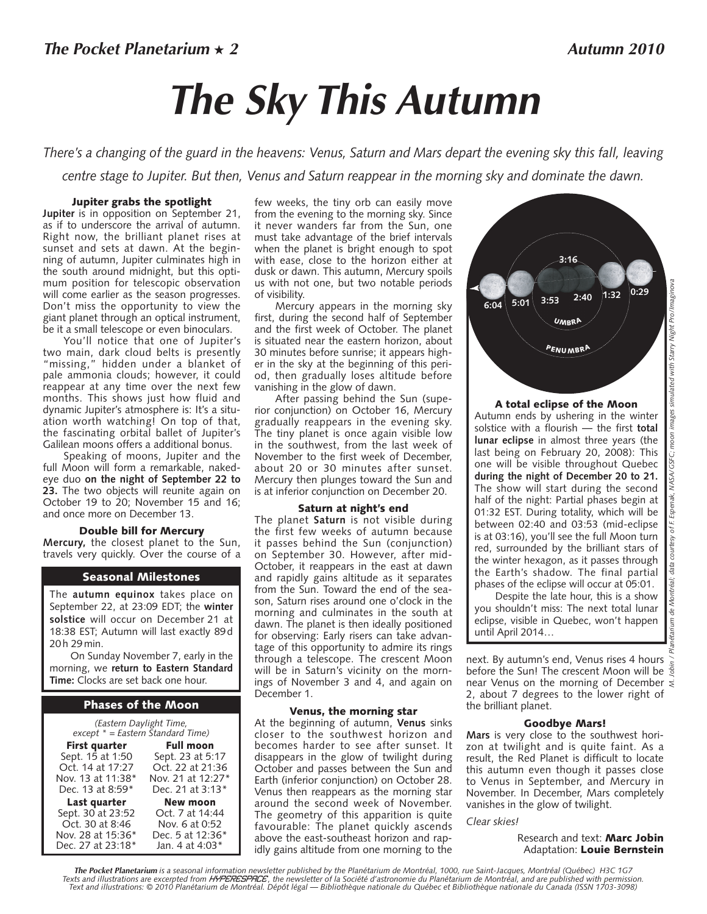# The Sky This Autumn

*There's a changing of the guard in the heavens: Venus, Saturn and Mars depart the evening sky this fall, leaving centre stage to Jupiter. But then, Venus and Saturn reappear in the morning sky and dominate the dawn.*

### Jupiter grabs the spotlight

**Jupiter** is in opposition on September 21, as if to underscore the arrival of autumn. Right now, the brilliant planet rises at sunset and sets at dawn. At the beginning of autumn, Jupiter culminates high in the south around midnight, but this optimum position for telescopic observation will come earlier as the season progresses. Don't miss the opportunity to view the giant planet through an optical instrument, be it a small telescope or even binoculars.

You'll notice that one of Jupiter's two main, dark cloud belts is presently "missing," hidden under a blanket of pale ammonia clouds; however, it could reappear at any time over the next few months. This shows just how fluid and dynamic Jupiter's atmosphere is: It's a situation worth watching! On top of that, the fascinating orbital ballet of Jupiter's Galilean moons offers a additional bonus.

Speaking of moons, Jupiter and the full Moon will form a remarkable, naked-eye duo **on the night of September 22 to 23.** The two objects will reunite again on October 19 to 20; November 15 and 16; and once more on December 13.

### Double bill for Mercury

**Mercury,** the closest planet to the Sun, travels very quickly. Over the course of a few weeks, the tiny orb can easily move from the evening to the morning sky. Since it never wanders far from the Sun, one must take advantage of the brief intervals when the planet is bright enough to spot with ease, close to the horizon either at dusk or dawn. This autumn, Mercury spoils us with not one, but two notable periods of visibility.

Mercury appears in the morning sky first, during the second half of September and the first week of October. The planet is situated near the eastern horizon, about 30 minutes before sunrise; it appears higher in the sky at the beginning of this period, then gradually loses altitude before vanishing in the glow of dawn.

After passing behind the Sun (superior conjunction) on October 16, Mercury gradually reappears in the evening sky. The tiny planet is once again visible low in the southwest, from the last week of November to the first week of December, about 20 or 30 minutes after sunset. Mercury then plunges toward the Sun and is at inferior conjunction on December 20.

### Seasonal Milestones

The **autumn equinox** takes place on September 22, at 23:09 EDT; the **winter solstice** will occur on December 21 at 18:38 EST; Autumn will last exactly 89 d 20 h 29 min.

On Sunday November 7, early in the morning, we **return to Eastern Standard Time:** Clocks are set back one hour.

### Phases of the Moon

*(Eastern Daylight Time, except * = Eastern Standard Time)*

| First quarter | Full moon |
|---|---|
| Sept. 15 at 1:50 | Sept. 23 at 5:17 |
| Oct. 14 at 17:27 | Oct. 22 at 21:36 |
| Nov. 13 at 11:38* | Nov. 21 at 12:27* |
| Dec. 13 at 8:59* | Dec. 21 at 3:13* |
| **Last quarter** | **New moon** |
| Sept. 30 at 23:52 | Oct. 7 at 14:44 |
| Oct. 30 at 8:46 | Nov. 6 at 0:52 |
| Nov. 28 at 15:36* | Dec. 5 at 12:36* |
| Dec. 27 at 23:18* | Jan. 4 at 4:03* |

### Saturn at night's end

The planet **Saturn** is not visible during the first few weeks of autumn because it passes behind the Sun (conjunction) on September 30. However, after mid-October, it reappears in the east at dawn and rapidly gains altitude as it separates from the Sun. Toward the end of the season, Saturn rises around one o'clock in the morning and culminates in the south at dawn. The planet is then ideally positioned for observing: Early risers can take advantage of this opportunity to admire its rings through a telescope. The crescent Moon will be in Saturn's vicinity on the mornings of November 3 and 4, and again on December 1.

### Venus, the morning star

At the beginning of autumn, **Venus** sinks closer to the southwest horizon and becomes harder to see after sunset. It disappears in the glow of twilight during October and passes between the Sun and Earth (inferior conjunction) on October 28. Venus then reappears as the morning star around the second week of November. The geometry of this apparition is quite favourable: The planet quickly ascends above the east-southeast horizon and rapidly gains altitude from one morning to the next. By autumn's end, Venus rises 4 hours before the Sun! The crescent Moon will be near Venus on the morning of December 2, about 7 degrees to the lower right of the brilliant planet.

3:16
6:04
5:01
3:53
2:40
1:32
0:29
UMBRA
PENUMBRA

M. Jobin / Planétarium de Montréal; data courtesy of F. Espenak, NASA/GSFC; moon images simulated with Starry Night Pro/Imaginova

### A total eclipse of the Moon

Autumn ends by ushering in the winter solstice with a flourish — the first **total lunar eclipse** in almost three years (the last being on February 20, 2008): This one will be visible throughout Quebec **during the night of December 20 to 21.** The show will start during the second half of the night: Partial phases begin at 01:32 EST. During totality, which will be between 02:40 and 03:53 (mid-eclipse is at 03:16), you'll see the full Moon turn red, surrounded by the brilliant stars of the winter hexagon, as it passes through the Earth's shadow. The final partial phases of the eclipse will occur at 05:01.

Despite the late hour, this is a show you shouldn't miss: The next total lunar eclipse, visible in Quebec, won't happen until April 2014…

### Goodbye Mars!

**Mars** is very close to the southwest horizon at twilight and is quite faint. As a result, the Red Planet is difficult to locate this autumn even though it passes close to Venus in September, and Mercury in November. In December, Mars completely vanishes in the glow of twilight.

*Clear skies!*

Research and text: **Marc Jobin**
Adaptation: **Louie Bernstein**

***The Pocket Planetarium*** *is a seasonal information newsletter published by the Planétarium de Montréal, 1000, rue Saint-Jacques, Montréal (Québec) H3C 1G7*
*Texts and illustrations are excerpted from HYPERESPACE, the newsletter of la Société d'astronomie du Planétarium de Montréal, and are published with permission.*
*Text and illustrations: © 2010 Planétarium de Montréal. Dépôt légal — Bibliothèque nationale du Québec et Bibliothèque nationale du Canada (ISSN 1703-3098)*